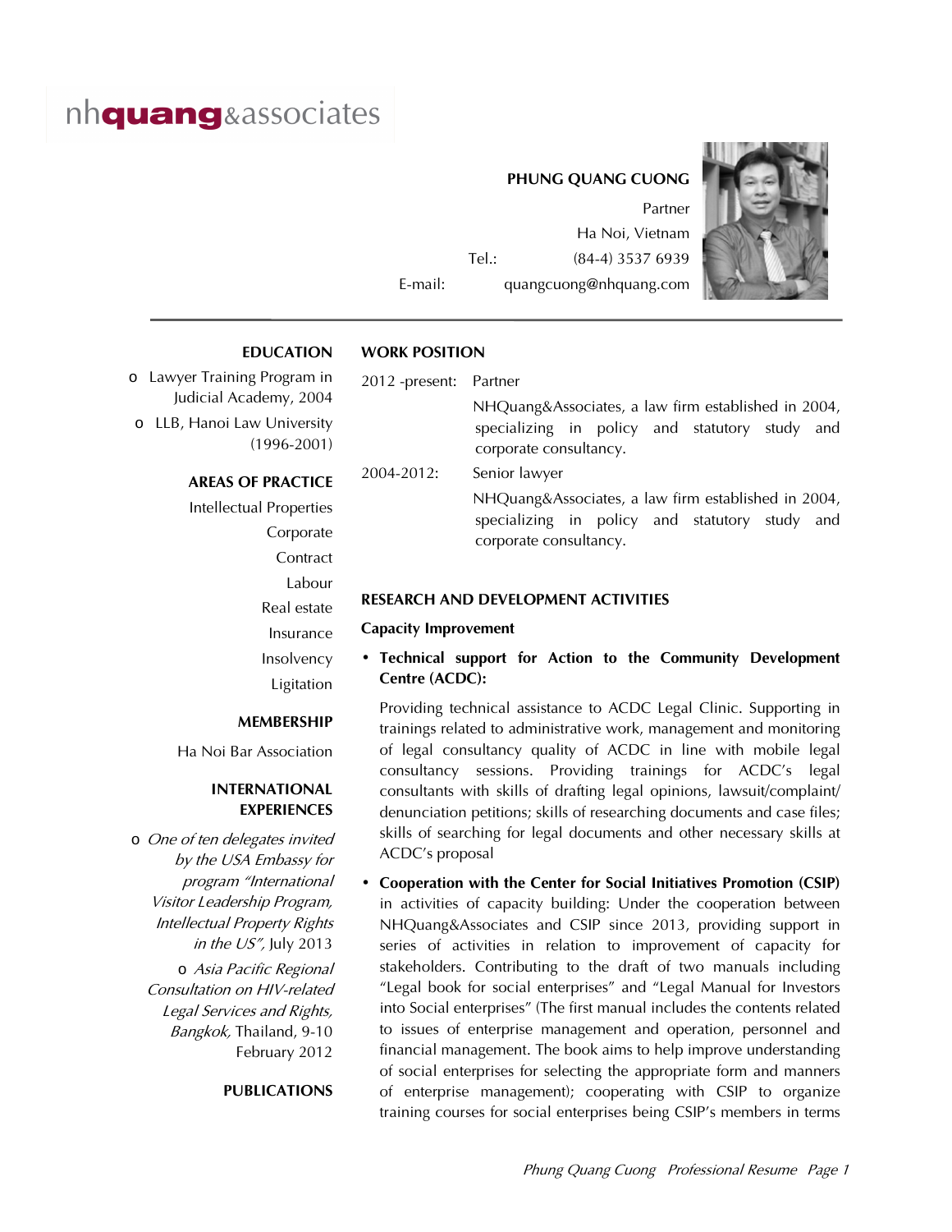nh**quang**&associates

**PHUNG QUANG CUONG**

Partner

Ha Noi, Vietnam

Tel.: (84-4) 3537 6939

E-mail: quangcuong@nhquang.com

## EDUCATION

- Lawyer Training Program in Judicial Academy, 2004
- LLB, Hanoi Law University (1996-2001)

## AREAS OF PRACTICE

Intellectual Properties
Corporate
Contract
Labour
Real estate
Insurance
Insolvency
Ligitation

## MEMBERSHIP

Ha Noi Bar Association

## INTERNATIONAL EXPERIENCES

- *One of ten delegates invited by the USA Embassy for program "International Visitor Leadership Program, Intellectual Property Rights in the US",* July 2013
- *Asia Pacific Regional Consultation on HIV-related Legal Services and Rights, Bangkok,* Thailand, 9-10 February 2012

## PUBLICATIONS

## WORK POSITION

2012 -present: Partner

NHQuang&Associates, a law firm established in 2004, specializing in policy and statutory study and corporate consultancy.

2004-2012: Senior lawyer

NHQuang&Associates, a law firm established in 2004, specializing in policy and statutory study and corporate consultancy.

## RESEARCH AND DEVELOPMENT ACTIVITIES

### Capacity Improvement

- **Technical support for Action to the Community Development Centre (ACDC):**

  Providing technical assistance to ACDC Legal Clinic. Supporting in trainings related to administrative work, management and monitoring of legal consultancy quality of ACDC in line with mobile legal consultancy sessions. Providing trainings for ACDC's legal consultants with skills of drafting legal opinions, lawsuit/complaint/denunciation petitions; skills of researching documents and case files; skills of searching for legal documents and other necessary skills at ACDC's proposal

- **Cooperation with the Center for Social Initiatives Promotion (CSIP)** in activities of capacity building: Under the cooperation between NHQuang&Associates and CSIP since 2013, providing support in series of activities in relation to improvement of capacity for stakeholders. Contributing to the draft of two manuals including "Legal book for social enterprises" and "Legal Manual for Investors into Social enterprises" (The first manual includes the contents related to issues of enterprise management and operation, personnel and financial management. The book aims to help improve understanding of social enterprises for selecting the appropriate form and manners of enterprise management); cooperating with CSIP to organize training courses for social enterprises being CSIP's members in terms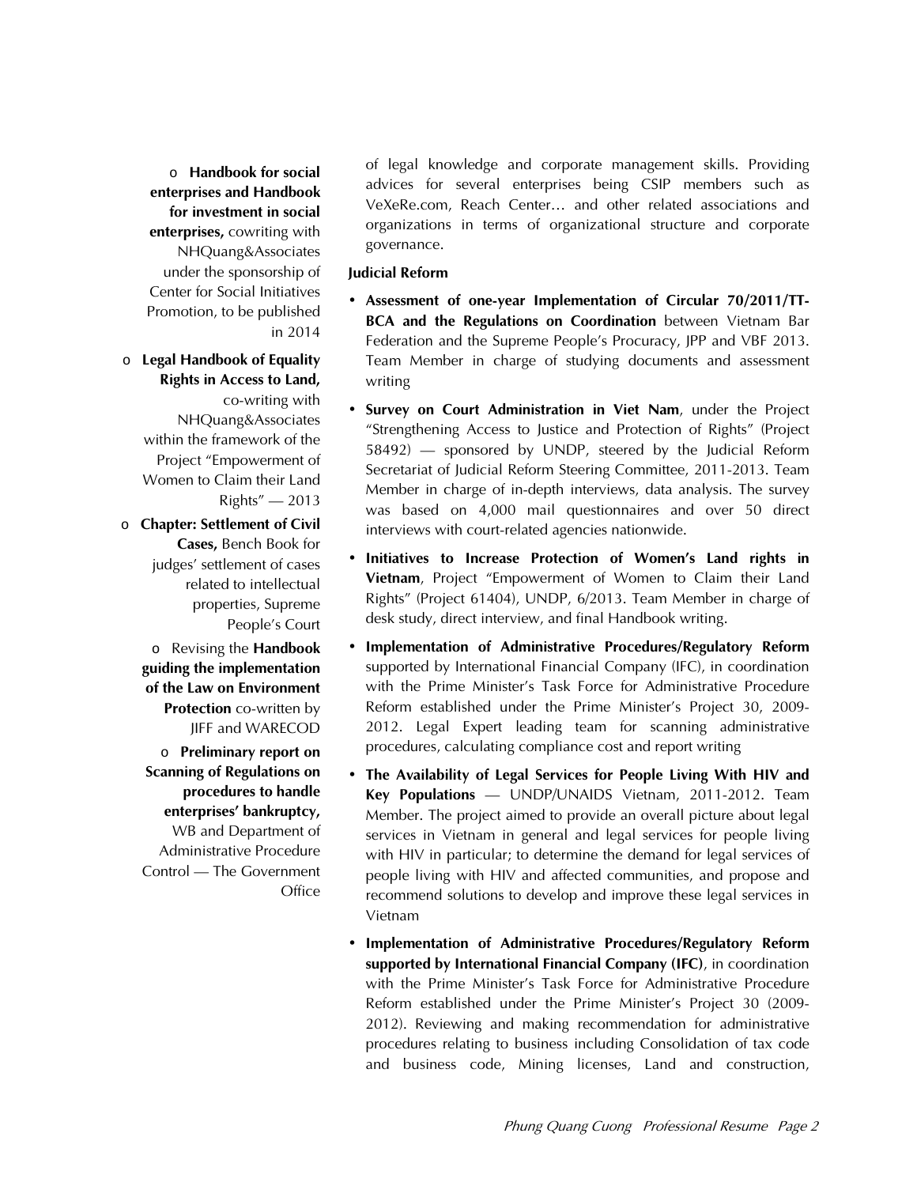- **Handbook for social enterprises and Handbook for investment in social enterprises,** cowriting with NHQuang&Associates under the sponsorship of Center for Social Initiatives Promotion, to be published in 2014
- **Legal Handbook of Equality Rights in Access to Land,** co-writing with NHQuang&Associates within the framework of the Project "Empowerment of Women to Claim their Land Rights" — 2013
- **Chapter: Settlement of Civil Cases,** Bench Book for judges' settlement of cases related to intellectual properties, Supreme People's Court
- Revising the **Handbook guiding the implementation of the Law on Environment Protection** co-written by JIFF and WARECOD
- **Preliminary report on Scanning of Regulations on procedures to handle enterprises' bankruptcy,** WB and Department of Administrative Procedure Control — The Government Office

of legal knowledge and corporate management skills. Providing advices for several enterprises being CSIP members such as VeXeRe.com, Reach Center… and other related associations and organizations in terms of organizational structure and corporate governance.

**Judicial Reform**

- **Assessment of one-year Implementation of Circular 70/2011/TT-BCA and the Regulations on Coordination** between Vietnam Bar Federation and the Supreme People's Procuracy, JPP and VBF 2013. Team Member in charge of studying documents and assessment writing
- **Survey on Court Administration in Viet Nam**, under the Project "Strengthening Access to Justice and Protection of Rights" (Project 58492) — sponsored by UNDP, steered by the Judicial Reform Secretariat of Judicial Reform Steering Committee, 2011-2013. Team Member in charge of in-depth interviews, data analysis. The survey was based on 4,000 mail questionnaires and over 50 direct interviews with court-related agencies nationwide.
- **Initiatives to Increase Protection of Women's Land rights in Vietnam**, Project "Empowerment of Women to Claim their Land Rights" (Project 61404), UNDP, 6/2013. Team Member in charge of desk study, direct interview, and final Handbook writing.
- **Implementation of Administrative Procedures/Regulatory Reform** supported by International Financial Company (IFC), in coordination with the Prime Minister's Task Force for Administrative Procedure Reform established under the Prime Minister's Project 30, 2009-2012. Legal Expert leading team for scanning administrative procedures, calculating compliance cost and report writing
- **The Availability of Legal Services for People Living With HIV and Key Populations** — UNDP/UNAIDS Vietnam, 2011-2012. Team Member. The project aimed to provide an overall picture about legal services in Vietnam in general and legal services for people living with HIV in particular; to determine the demand for legal services of people living with HIV and affected communities, and propose and recommend solutions to develop and improve these legal services in Vietnam
- **Implementation of Administrative Procedures/Regulatory Reform supported by International Financial Company (IFC)**, in coordination with the Prime Minister's Task Force for Administrative Procedure Reform established under the Prime Minister's Project 30 (2009-2012). Reviewing and making recommendation for administrative procedures relating to business including Consolidation of tax code and business code, Mining licenses, Land and construction,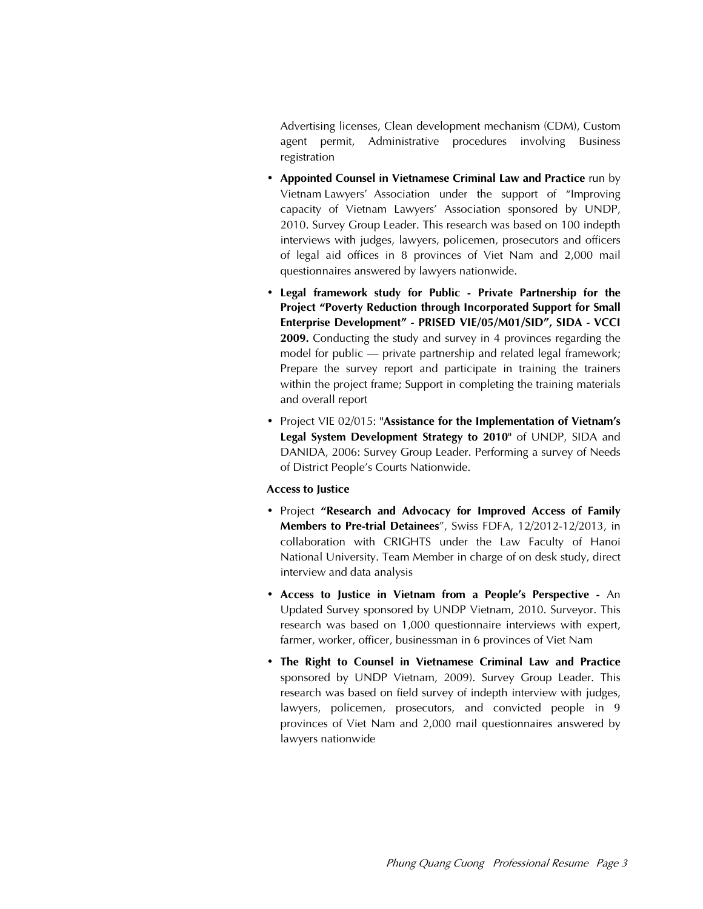Advertising licenses, Clean development mechanism (CDM), Custom agent permit, Administrative procedures involving Business registration

- **Appointed Counsel in Vietnamese Criminal Law and Practice** run by Vietnam Lawyers' Association under the support of "Improving capacity of Vietnam Lawyers' Association sponsored by UNDP, 2010. Survey Group Leader. This research was based on 100 indepth interviews with judges, lawyers, policemen, prosecutors and officers of legal aid offices in 8 provinces of Viet Nam and 2,000 mail questionnaires answered by lawyers nationwide.
- **Legal framework study for Public - Private Partnership for the Project "Poverty Reduction through Incorporated Support for Small Enterprise Development" - PRISED VIE/05/M01/SID", SIDA - VCCI 2009.** Conducting the study and survey in 4 provinces regarding the model for public — private partnership and related legal framework; Prepare the survey report and participate in training the trainers within the project frame; Support in completing the training materials and overall report
- Project VIE 02/015: "**Assistance for the Implementation of Vietnam's Legal System Development Strategy to 2010**" of UNDP, SIDA and DANIDA, 2006: Survey Group Leader. Performing a survey of Needs of District People's Courts Nationwide.

**Access to Justice**

- Project **"Research and Advocacy for Improved Access of Family Members to Pre-trial Detainees**", Swiss FDFA, 12/2012-12/2013, in collaboration with CRIGHTS under the Law Faculty of Hanoi National University. Team Member in charge of on desk study, direct interview and data analysis
- **Access to Justice in Vietnam from a People's Perspective -** An Updated Survey sponsored by UNDP Vietnam, 2010. Surveyor. This research was based on 1,000 questionnaire interviews with expert, farmer, worker, officer, businessman in 6 provinces of Viet Nam
- **The Right to Counsel in Vietnamese Criminal Law and Practice** sponsored by UNDP Vietnam, 2009). Survey Group Leader. This research was based on field survey of indepth interview with judges, lawyers, policemen, prosecutors, and convicted people in 9 provinces of Viet Nam and 2,000 mail questionnaires answered by lawyers nationwide